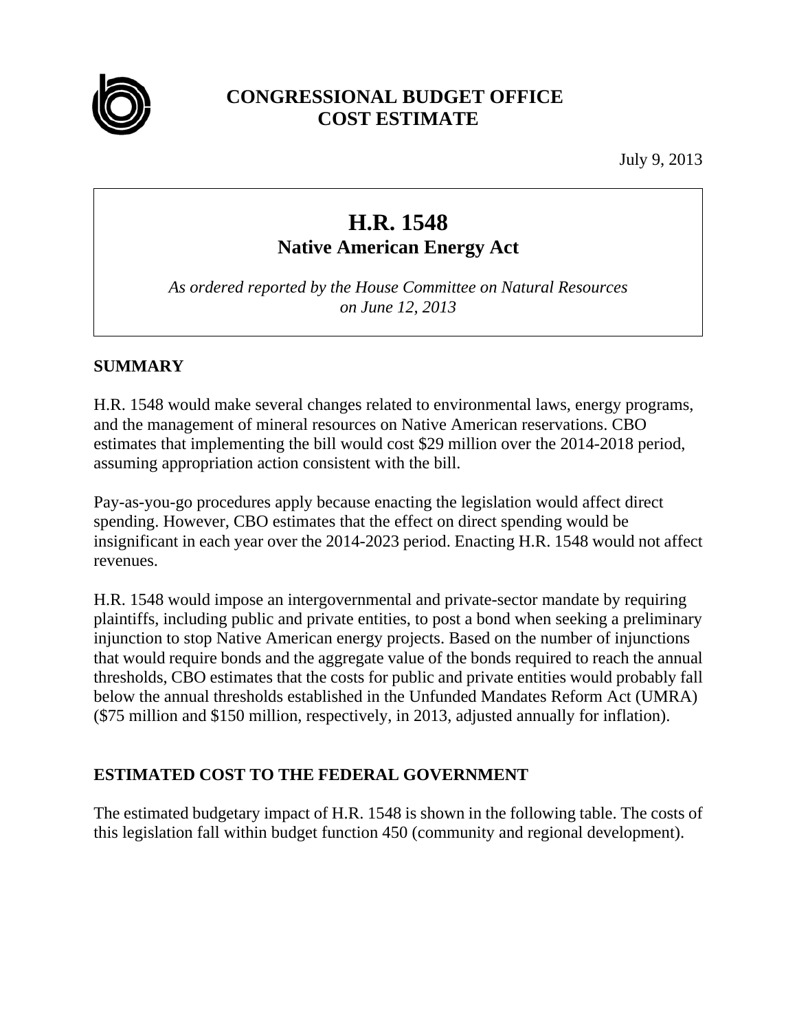**CONGRESSIONAL BUDGET OFFICE**
**COST ESTIMATE**

July 9, 2013

# H.R. 1548
## Native American Energy Act

*As ordered reported by the House Committee on Natural Resources on June 12, 2013*

## SUMMARY

H.R. 1548 would make several changes related to environmental laws, energy programs, and the management of mineral resources on Native American reservations. CBO estimates that implementing the bill would cost $29 million over the 2014-2018 period, assuming appropriation action consistent with the bill.

Pay-as-you-go procedures apply because enacting the legislation would affect direct spending. However, CBO estimates that the effect on direct spending would be insignificant in each year over the 2014-2023 period. Enacting H.R. 1548 would not affect revenues.

H.R. 1548 would impose an intergovernmental and private-sector mandate by requiring plaintiffs, including public and private entities, to post a bond when seeking a preliminary injunction to stop Native American energy projects. Based on the number of injunctions that would require bonds and the aggregate value of the bonds required to reach the annual thresholds, CBO estimates that the costs for public and private entities would probably fall below the annual thresholds established in the Unfunded Mandates Reform Act (UMRA) ($75 million and $150 million, respectively, in 2013, adjusted annually for inflation).

## ESTIMATED COST TO THE FEDERAL GOVERNMENT

The estimated budgetary impact of H.R. 1548 is shown in the following table. The costs of this legislation fall within budget function 450 (community and regional development).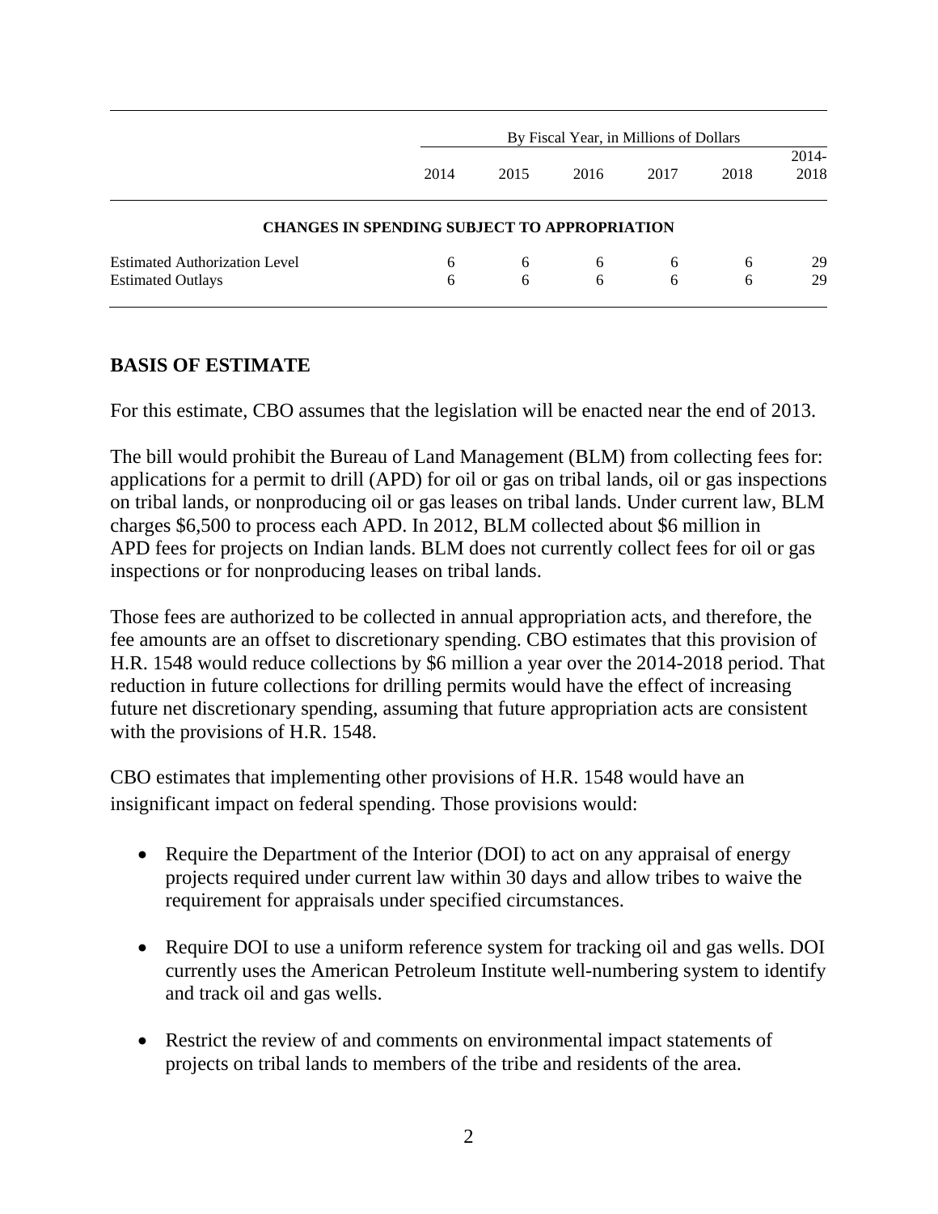| | By Fiscal Year, in Millions of Dollars | | | | | |
|---|---|---|---|---|---|---|
| | 2014 | 2015 | 2016 | 2017 | 2018 | 2014-2018 |
| **CHANGES IN SPENDING SUBJECT TO APPROPRIATION** | | | | | | |
| Estimated Authorization Level | 6 | 6 | 6 | 6 | 6 | 29 |
| Estimated Outlays | 6 | 6 | 6 | 6 | 6 | 29 |

## BASIS OF ESTIMATE

For this estimate, CBO assumes that the legislation will be enacted near the end of 2013.

The bill would prohibit the Bureau of Land Management (BLM) from collecting fees for: applications for a permit to drill (APD) for oil or gas on tribal lands, oil or gas inspections on tribal lands, or nonproducing oil or gas leases on tribal lands. Under current law, BLM charges $6,500 to process each APD. In 2012, BLM collected about $6 million in APD fees for projects on Indian lands. BLM does not currently collect fees for oil or gas inspections or for nonproducing leases on tribal lands.

Those fees are authorized to be collected in annual appropriation acts, and therefore, the fee amounts are an offset to discretionary spending. CBO estimates that this provision of H.R. 1548 would reduce collections by $6 million a year over the 2014-2018 period. That reduction in future collections for drilling permits would have the effect of increasing future net discretionary spending, assuming that future appropriation acts are consistent with the provisions of H.R. 1548.

CBO estimates that implementing other provisions of H.R. 1548 would have an insignificant impact on federal spending. Those provisions would:

- Require the Department of the Interior (DOI) to act on any appraisal of energy projects required under current law within 30 days and allow tribes to waive the requirement for appraisals under specified circumstances.

- Require DOI to use a uniform reference system for tracking oil and gas wells. DOI currently uses the American Petroleum Institute well-numbering system to identify and track oil and gas wells.

- Restrict the review of and comments on environmental impact statements of projects on tribal lands to members of the tribe and residents of the area.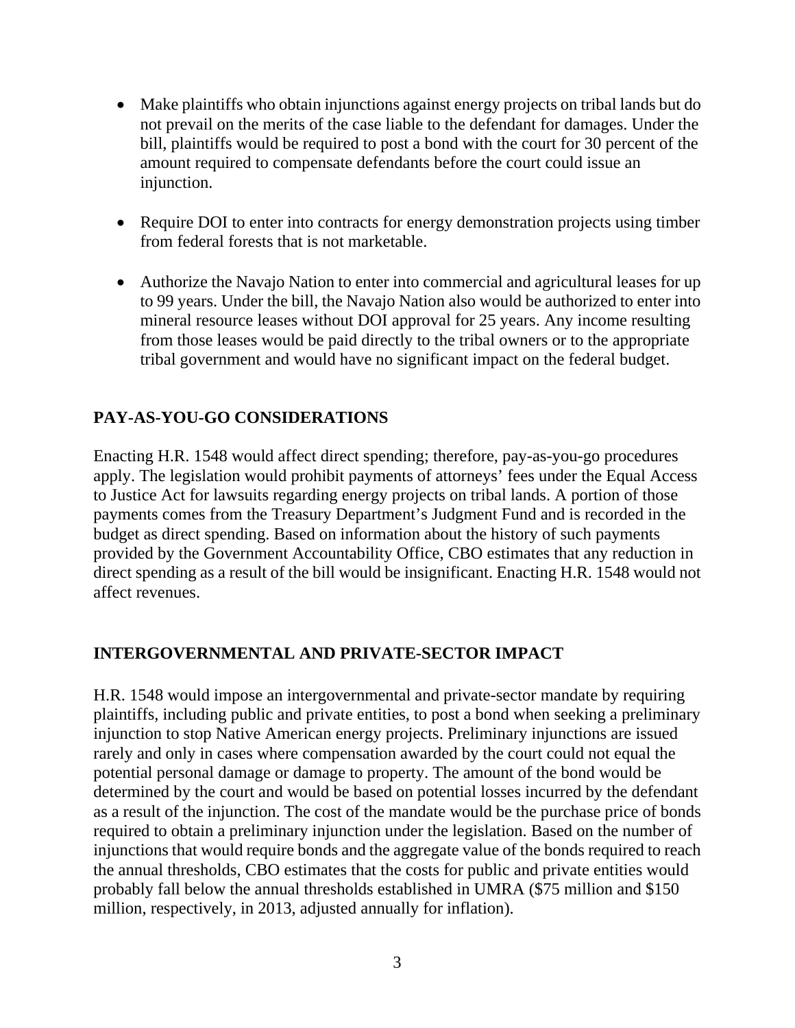- Make plaintiffs who obtain injunctions against energy projects on tribal lands but do not prevail on the merits of the case liable to the defendant for damages. Under the bill, plaintiffs would be required to post a bond with the court for 30 percent of the amount required to compensate defendants before the court could issue an injunction.

- Require DOI to enter into contracts for energy demonstration projects using timber from federal forests that is not marketable.

- Authorize the Navajo Nation to enter into commercial and agricultural leases for up to 99 years. Under the bill, the Navajo Nation also would be authorized to enter into mineral resource leases without DOI approval for 25 years. Any income resulting from those leases would be paid directly to the tribal owners or to the appropriate tribal government and would have no significant impact on the federal budget.

## PAY-AS-YOU-GO CONSIDERATIONS

Enacting H.R. 1548 would affect direct spending; therefore, pay-as-you-go procedures apply. The legislation would prohibit payments of attorneys' fees under the Equal Access to Justice Act for lawsuits regarding energy projects on tribal lands. A portion of those payments comes from the Treasury Department's Judgment Fund and is recorded in the budget as direct spending. Based on information about the history of such payments provided by the Government Accountability Office, CBO estimates that any reduction in direct spending as a result of the bill would be insignificant. Enacting H.R. 1548 would not affect revenues.

## INTERGOVERNMENTAL AND PRIVATE-SECTOR IMPACT

H.R. 1548 would impose an intergovernmental and private-sector mandate by requiring plaintiffs, including public and private entities, to post a bond when seeking a preliminary injunction to stop Native American energy projects. Preliminary injunctions are issued rarely and only in cases where compensation awarded by the court could not equal the potential personal damage or damage to property. The amount of the bond would be determined by the court and would be based on potential losses incurred by the defendant as a result of the injunction. The cost of the mandate would be the purchase price of bonds required to obtain a preliminary injunction under the legislation. Based on the number of injunctions that would require bonds and the aggregate value of the bonds required to reach the annual thresholds, CBO estimates that the costs for public and private entities would probably fall below the annual thresholds established in UMRA ($75 million and $150 million, respectively, in 2013, adjusted annually for inflation).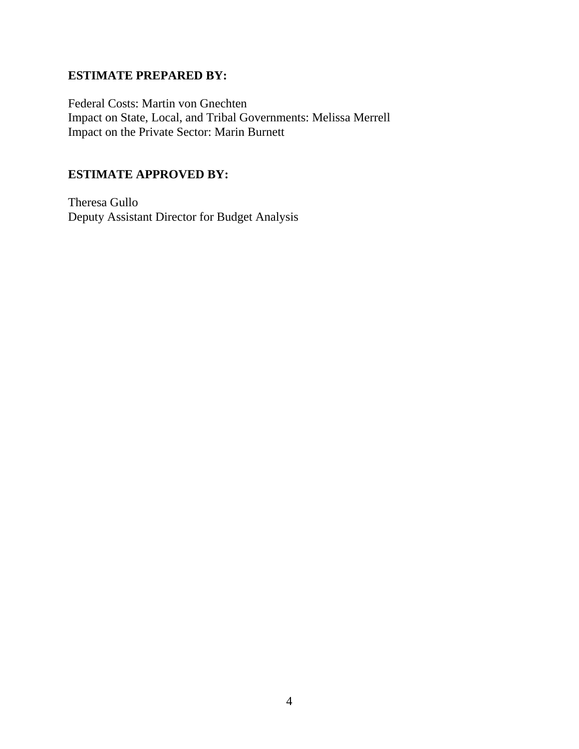**ESTIMATE PREPARED BY:**

Federal Costs: Martin von Gnechten
Impact on State, Local, and Tribal Governments: Melissa Merrell
Impact on the Private Sector: Marin Burnett

**ESTIMATE APPROVED BY:**

Theresa Gullo
Deputy Assistant Director for Budget Analysis